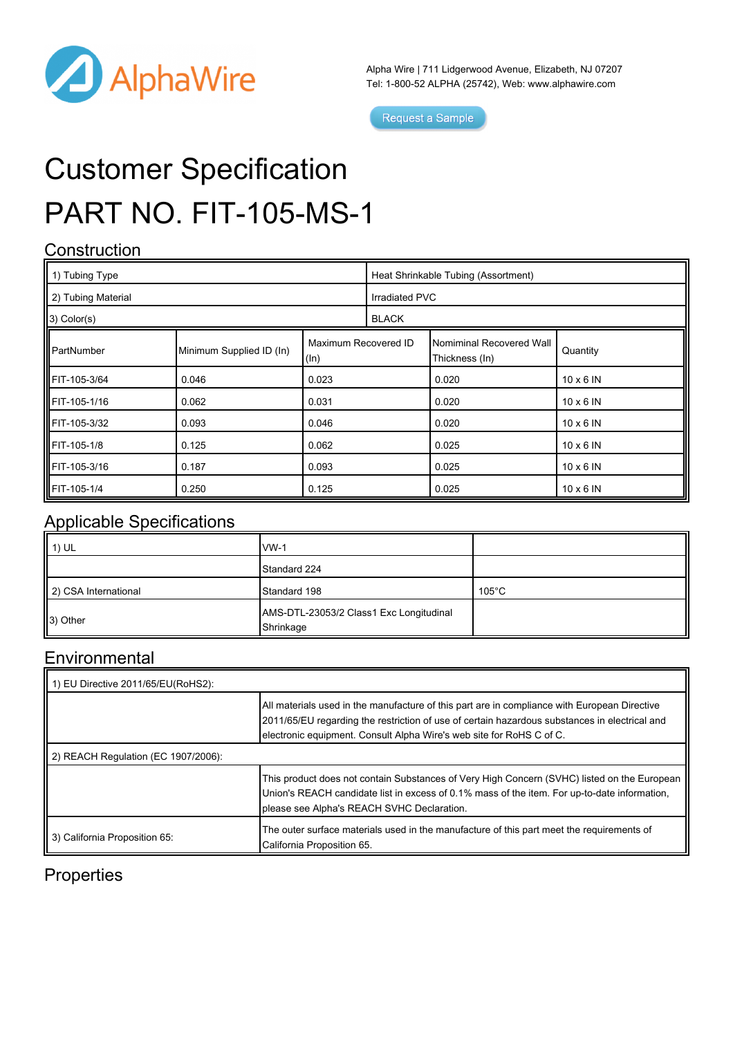AlphaWire

Alpha Wire | 711 Lidgerwood Avenue, Elizabeth, NJ 07207
Tel: 1-800-52 ALPHA (25742), Web: www.alphawire.com

Request a Sample

# Customer Specification

# PART NO. FIT-105-MS-1

## Construction

| | |
|---|---|
| 1) Tubing Type | Heat Shrinkable Tubing (Assortment) |
| 2) Tubing Material | Irradiated PVC |
| 3) Color(s) | BLACK |

| PartNumber | Minimum Supplied ID (In) | Maximum Recovered ID (In) | Nomiminal Recovered Wall Thickness (In) | Quantity |
|---|---|---|---|---|
| FIT-105-3/64 | 0.046 | 0.023 | 0.020 | 10 x 6 IN |
| FIT-105-1/16 | 0.062 | 0.031 | 0.020 | 10 x 6 IN |
| FIT-105-3/32 | 0.093 | 0.046 | 0.020 | 10 x 6 IN |
| FIT-105-1/8 | 0.125 | 0.062 | 0.025 | 10 x 6 IN |
| FIT-105-3/16 | 0.187 | 0.093 | 0.025 | 10 x 6 IN |
| FIT-105-1/4 | 0.250 | 0.125 | 0.025 | 10 x 6 IN |

## Applicable Specifications

| | | |
|---|---|---|
| 1) UL | VW-1 | |
| | Standard 224 | |
| 2) CSA International | Standard 198 | 105°C |
| 3) Other | AMS-DTL-23053/2 Class1 Exc Longitudinal Shrinkage | |

## Environmental

| | |
|---|---|
| 1) EU Directive 2011/65/EU(RoHS2): | |
| | All materials used in the manufacture of this part are in compliance with European Directive 2011/65/EU regarding the restriction of use of certain hazardous substances in electrical and electronic equipment. Consult Alpha Wire's web site for RoHS C of C. |
| 2) REACH Regulation (EC 1907/2006): | |
| | This product does not contain Substances of Very High Concern (SVHC) listed on the European Union's REACH candidate list in excess of 0.1% mass of the item. For up-to-date information, please see Alpha's REACH SVHC Declaration. |
| 3) California Proposition 65: | The outer surface materials used in the manufacture of this part meet the requirements of California Proposition 65. |

## Properties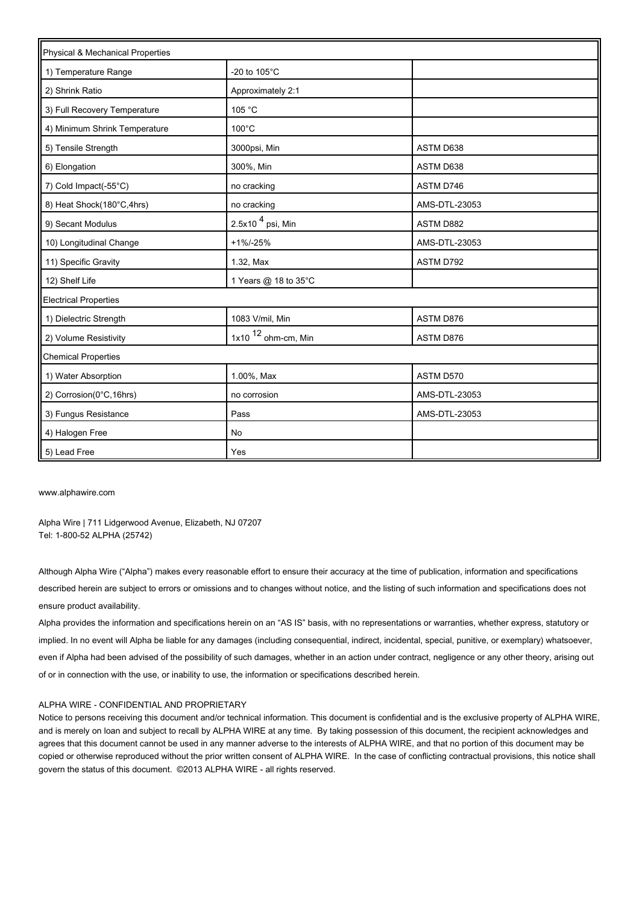| Physical & Mechanical Properties | | |
|---|---|---|
| 1) Temperature Range | -20 to 105°C | |
| 2) Shrink Ratio | Approximately 2:1 | |
| 3) Full Recovery Temperature | 105 °C | |
| 4) Minimum Shrink Temperature | 100°C | |
| 5) Tensile Strength | 3000psi, Min | ASTM D638 |
| 6) Elongation | 300%, Min | ASTM D638 |
| 7) Cold Impact(-55°C) | no cracking | ASTM D746 |
| 8) Heat Shock(180°C,4hrs) | no cracking | AMS-DTL-23053 |
| 9) Secant Modulus | $2.5x10^{4}$ psi, Min | ASTM D882 |
| 10) Longitudinal Change | +1%/-25% | AMS-DTL-23053 |
| 11) Specific Gravity | 1.32, Max | ASTM D792 |
| 12) Shelf Life | 1 Years @ 18 to 35°C | |
| **Electrical Properties** | | |
| 1) Dielectric Strength | 1083 V/mil, Min | ASTM D876 |
| 2) Volume Resistivity | $1x10^{12}$ ohm-cm, Min | ASTM D876 |
| **Chemical Properties** | | |
| 1) Water Absorption | 1.00%, Max | ASTM D570 |
| 2) Corrosion(0°C,16hrs) | no corrosion | AMS-DTL-23053 |
| 3) Fungus Resistance | Pass | AMS-DTL-23053 |
| 4) Halogen Free | No | |
| 5) Lead Free | Yes | |

www.alphawire.com

Alpha Wire | 711 Lidgerwood Avenue, Elizabeth, NJ 07207
Tel: 1-800-52 ALPHA (25742)

Although Alpha Wire ("Alpha") makes every reasonable effort to ensure their accuracy at the time of publication, information and specifications described herein are subject to errors or omissions and to changes without notice, and the listing of such information and specifications does not ensure product availability.

Alpha provides the information and specifications herein on an "AS IS" basis, with no representations or warranties, whether express, statutory or implied. In no event will Alpha be liable for any damages (including consequential, indirect, incidental, special, punitive, or exemplary) whatsoever, even if Alpha had been advised of the possibility of such damages, whether in an action under contract, negligence or any other theory, arising out of or in connection with the use, or inability to use, the information or specifications described herein.

ALPHA WIRE - CONFIDENTIAL AND PROPRIETARY

Notice to persons receiving this document and/or technical information. This document is confidential and is the exclusive property of ALPHA WIRE, and is merely on loan and subject to recall by ALPHA WIRE at any time. By taking possession of this document, the recipient acknowledges and agrees that this document cannot be used in any manner adverse to the interests of ALPHA WIRE, and that no portion of this document may be copied or otherwise reproduced without the prior written consent of ALPHA WIRE. In the case of conflicting contractual provisions, this notice shall govern the status of this document. ©2013 ALPHA WIRE - all rights reserved.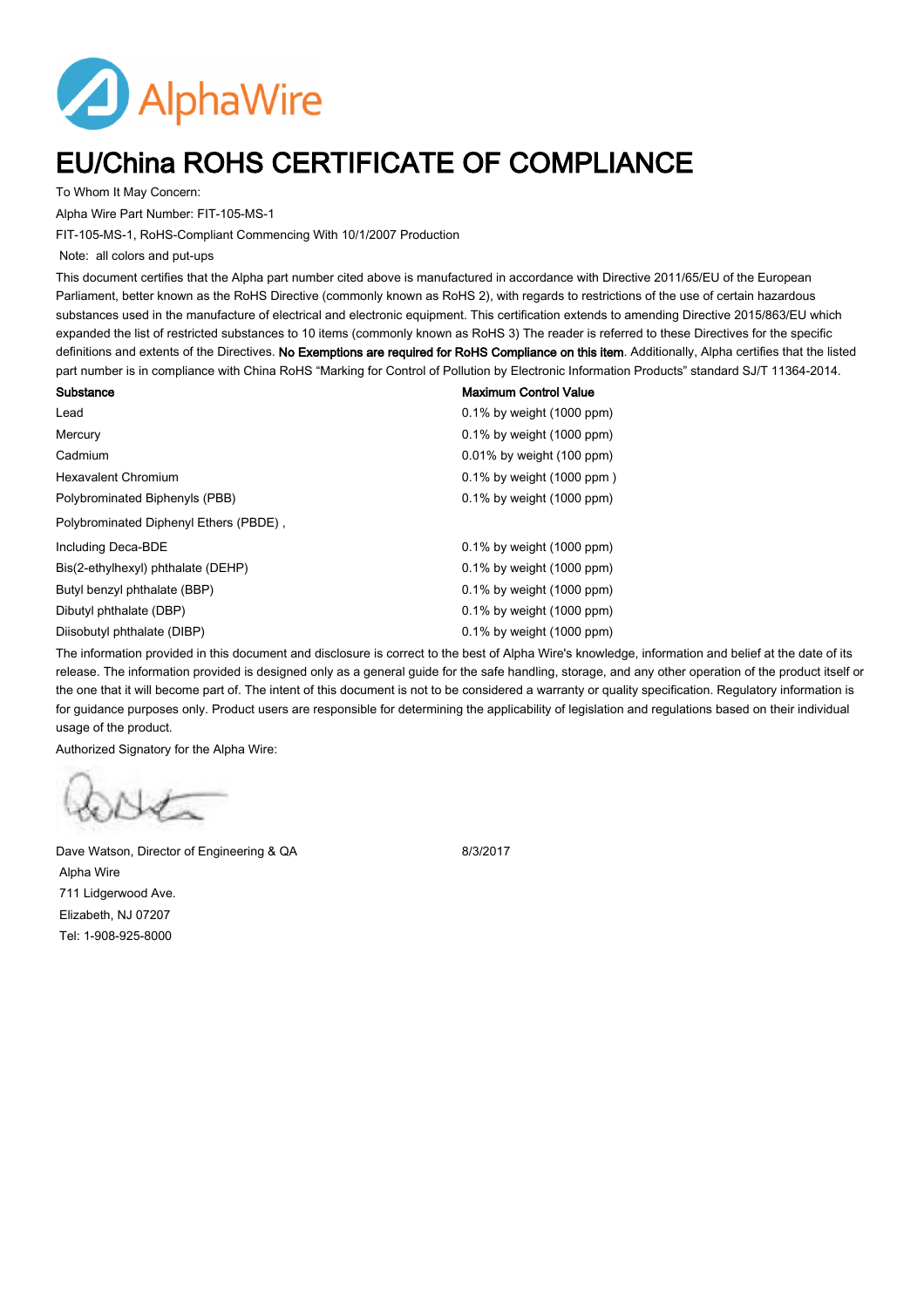AlphaWire

# EU/China ROHS CERTIFICATE OF COMPLIANCE

To Whom It May Concern:

Alpha Wire Part Number: FIT-105-MS-1

FIT-105-MS-1, RoHS-Compliant Commencing With 10/1/2007 Production

Note: all colors and put-ups

This document certifies that the Alpha part number cited above is manufactured in accordance with Directive 2011/65/EU of the European Parliament, better known as the RoHS Directive (commonly known as RoHS 2), with regards to restrictions of the use of certain hazardous substances used in the manufacture of electrical and electronic equipment. This certification extends to amending Directive 2015/863/EU which expanded the list of restricted substances to 10 items (commonly known as RoHS 3) The reader is referred to these Directives for the specific definitions and extents of the Directives. **No Exemptions are required for RoHS Compliance on this item**. Additionally, Alpha certifies that the listed part number is in compliance with China RoHS "Marking for Control of Pollution by Electronic Information Products" standard SJ/T 11364-2014.

| Substance | Maximum Control Value |
|---|---|
| Lead | 0.1% by weight (1000 ppm) |
| Mercury | 0.1% by weight (1000 ppm) |
| Cadmium | 0.01% by weight (100 ppm) |
| Hexavalent Chromium | 0.1% by weight (1000 ppm ) |
| Polybrominated Biphenyls (PBB) | 0.1% by weight (1000 ppm) |
| Polybrominated Diphenyl Ethers (PBDE) , Including Deca-BDE | 0.1% by weight (1000 ppm) |
| Bis(2-ethylhexyl) phthalate (DEHP) | 0.1% by weight (1000 ppm) |
| Butyl benzyl phthalate (BBP) | 0.1% by weight (1000 ppm) |
| Dibutyl phthalate (DBP) | 0.1% by weight (1000 ppm) |
| Diisobutyl phthalate (DIBP) | 0.1% by weight (1000 ppm) |

The information provided in this document and disclosure is correct to the best of Alpha Wire's knowledge, information and belief at the date of its release. The information provided is designed only as a general guide for the safe handling, storage, and any other operation of the product itself or the one that it will become part of. The intent of this document is not to be considered a warranty or quality specification. Regulatory information is for guidance purposes only. Product users are responsible for determining the applicability of legislation and regulations based on their individual usage of the product.

Authorized Signatory for the Alpha Wire:

Dave Watson, Director of Engineering & QA

8/3/2017

Alpha Wire
711 Lidgerwood Ave.
Elizabeth, NJ 07207
Tel: 1-908-925-8000